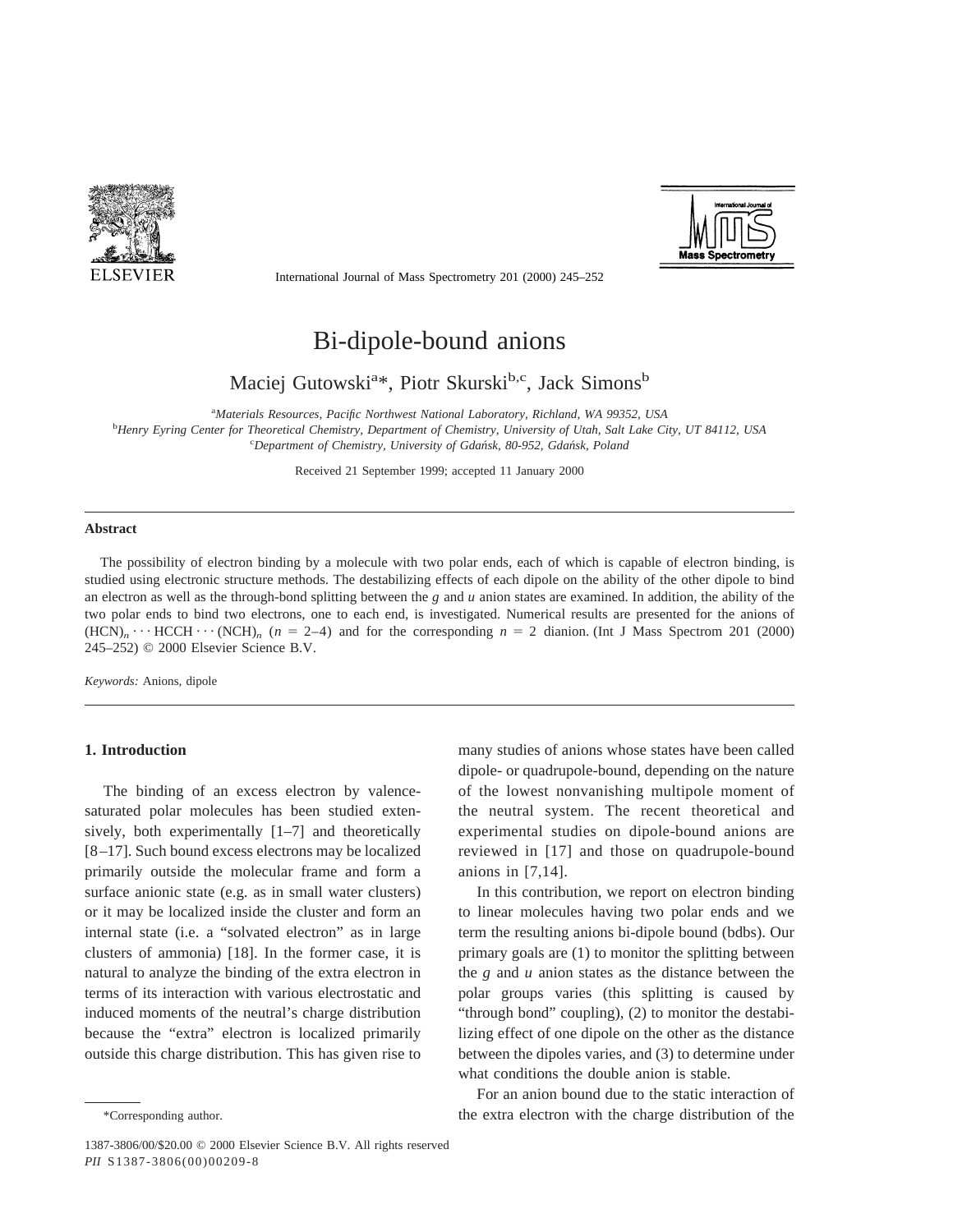# Bi-dipole-bound anions

Maciej Gutowski[a]*, Piotr Skurski[b,c], Jack Simons[b]

[a] *Materials Resources, Pacific Northwest National Laboratory, Richland, WA 99352, USA*
[b] *Henry Eyring Center for Theoretical Chemistry, Department of Chemistry, University of Utah, Salt Lake City, UT 84112, USA*
[c] *Department of Chemistry, University of Gdańsk, 80-952, Gdańsk, Poland*

Received 21 September 1999; accepted 11 January 2000

## Abstract

The possibility of electron binding by a molecule with two polar ends, each of which is capable of electron binding, is studied using electronic structure methods. The destabilizing effects of each dipole on the ability of the other dipole to bind an electron as well as the through-bond splitting between the *g* and *u* anion states are examined. In addition, the ability of the two polar ends to bind two electrons, one to each end, is investigated. Numerical results are presented for the anions of $(HCN)_n \cdots HCCH \cdots (NCH)_n$ ($n = 2$–$4$) and for the corresponding $n = 2$ dianion. (Int J Mass Spectrom 201 (2000) 245–252) © 2000 Elsevier Science B.V.

*Keywords:* Anions, dipole

## 1. Introduction

The binding of an excess electron by valence-saturated polar molecules has been studied extensively, both experimentally [1–7] and theoretically [8–17]. Such bound excess electrons may be localized primarily outside the molecular frame and form a surface anionic state (e.g. as in small water clusters) or it may be localized inside the cluster and form an internal state (i.e. a "solvated electron" as in large clusters of ammonia) [18]. In the former case, it is natural to analyze the binding of the extra electron in terms of its interaction with various electrostatic and induced moments of the neutral's charge distribution because the "extra" electron is localized primarily outside this charge distribution. This has given rise to many studies of anions whose states have been called dipole- or quadrupole-bound, depending on the nature of the lowest nonvanishing multipole moment of the neutral system. The recent theoretical and experimental studies on dipole-bound anions are reviewed in [17] and those on quadrupole-bound anions in [7,14].

In this contribution, we report on electron binding to linear molecules having two polar ends and we term the resulting anions bi-dipole bound (bdbs). Our primary goals are (1) to monitor the splitting between the *g* and *u* anion states as the distance between the polar groups varies (this splitting is caused by "through bond" coupling), (2) to monitor the destabilizing effect of one dipole on the other as the distance between the dipoles varies, and (3) to determine under what conditions the double anion is stable.

For an anion bound due to the static interaction of the extra electron with the charge distribution of the

*Corresponding author.

1387-3806/00/$20.00 © 2000 Elsevier Science B.V. All rights reserved
*PII* S1387-3806(00)00209-8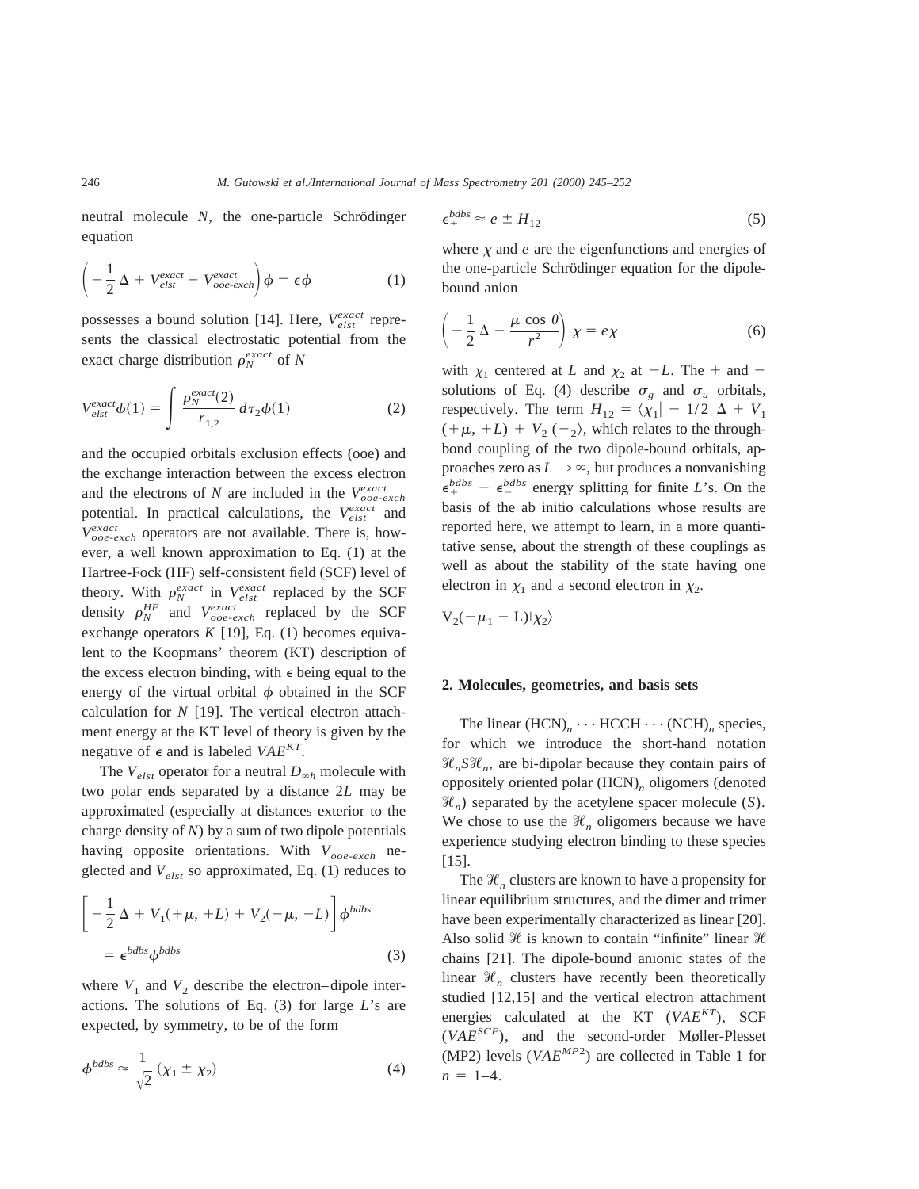neutral molecule $N$, the one-particle Schrödinger equation

$$\left( -\frac{1}{2}\,\Delta + V_{elst}^{exact} + V_{ooe\text{-}exch}^{exact} \right) \phi = \epsilon \phi \tag{1}$$

possesses a bound solution [14]. Here, $V_{elst}^{exact}$ represents the classical electrostatic potential from the exact charge distribution $\rho_N^{exact}$ of $N$

$$V_{elst}^{exact} \phi(1) = \int \frac{\rho_N^{exact}(2)}{r_{1,2}}\, d\tau_2 \phi(1) \tag{2}$$

and the occupied orbitals exclusion effects (ooe) and the exchange interaction between the excess electron and the electrons of $N$ are included in the $V_{ooe\text{-}exch}^{exact}$ potential. In practical calculations, the $V_{elst}^{exact}$ and $V_{ooe\text{-}exch}^{exact}$ operators are not available. There is, however, a well known approximation to Eq. (1) at the Hartree-Fock (HF) self-consistent field (SCF) level of theory. With $\rho_N^{exact}$ in $V_{elst}^{exact}$ replaced by the SCF density $\rho_N^{HF}$ and $V_{ooe\text{-}exch}^{exact}$ replaced by the SCF exchange operators $K$ [19], Eq. (1) becomes equivalent to the Koopmans' theorem (KT) description of the excess electron binding, with $\epsilon$ being equal to the energy of the virtual orbital $\phi$ obtained in the SCF calculation for $N$ [19]. The vertical electron attachment energy at the KT level of theory is given by the negative of $\epsilon$ and is labeled $VAE^{KT}$.

The $V_{elst}$ operator for a neutral $D_{\infty h}$ molecule with two polar ends separated by a distance $2L$ may be approximated (especially at distances exterior to the charge density of $N$) by a sum of two dipole potentials having opposite orientations. With $V_{ooe\text{-}exch}$ neglected and $V_{elst}$ so approximated, Eq. (1) reduces to

$$\left[ -\frac{1}{2}\,\Delta + V_1(+\mu, +L) + V_2(-\mu, -L) \right] \phi^{bdbs} = \epsilon^{bdbs} \phi^{bdbs} \tag{3}$$

where $V_1$ and $V_2$ describe the electron–dipole interactions. The solutions of Eq. (3) for large $L$'s are expected, by symmetry, to be of the form

$$\phi_{\pm}^{bdbs} \approx \frac{1}{\sqrt{2}}\,(\chi_1 \pm \chi_2) \tag{4}$$

$$\epsilon_{\pm}^{bdbs} \approx e \pm H_{12} \tag{5}$$

where $\chi$ and $e$ are the eigenfunctions and energies of the one-particle Schrödinger equation for the dipole-bound anion

$$\left( -\frac{1}{2}\,\Delta - \frac{\mu \cos\theta}{r^2} \right) \chi = e\chi \tag{6}$$

with $\chi_1$ centered at $L$ and $\chi_2$ at $-L$. The + and − solutions of Eq. (4) describe $\sigma_g$ and $\sigma_u$ orbitals, respectively. The term $H_{12} = \langle \chi_1 | -1/2\,\Delta + V_1 (+\mu, +L) + V_2\,(-_2 \rangle$, which relates to the through-bond coupling of the two dipole-bound orbitals, approaches zero as $L \to \infty$, but produces a nonvanishing $\epsilon_{+}^{bdbs} - \epsilon_{-}^{bdbs}$ energy splitting for finite $L$'s. On the basis of the ab initio calculations whose results are reported here, we attempt to learn, in a more quantitative sense, about the strength of these couplings as well as about the stability of the state having one electron in $\chi_1$ and a second electron in $\chi_2$.

$V_2(-\mu_1 - L)|\chi_2\rangle$

## 2. Molecules, geometries, and basis sets

The linear $(HCN)_n \cdots HCCH \cdots (NCH)_n$ species, for which we introduce the short-hand notation $\mathcal{H}_n S \mathcal{H}_n$, are bi-dipolar because they contain pairs of oppositely oriented polar $(HCN)_n$ oligomers (denoted $\mathcal{H}_n$) separated by the acetylene spacer molecule ($S$). We chose to use the $\mathcal{H}_n$ oligomers because we have experience studying electron binding to these species [15].

The $\mathcal{H}_n$ clusters are known to have a propensity for linear equilibrium structures, and the dimer and trimer have been experimentally characterized as linear [20]. Also solid $\mathcal{H}$ is known to contain "infinite" linear $\mathcal{H}$ chains [21]. The dipole-bound anionic states of the linear $\mathcal{H}_n$ clusters have recently been theoretically studied [12,15] and the vertical electron attachment energies calculated at the KT ($VAE^{KT}$), SCF ($VAE^{SCF}$), and the second-order Møller-Plesset (MP2) levels ($VAE^{MP2}$) are collected in Table 1 for $n = 1$–$4$.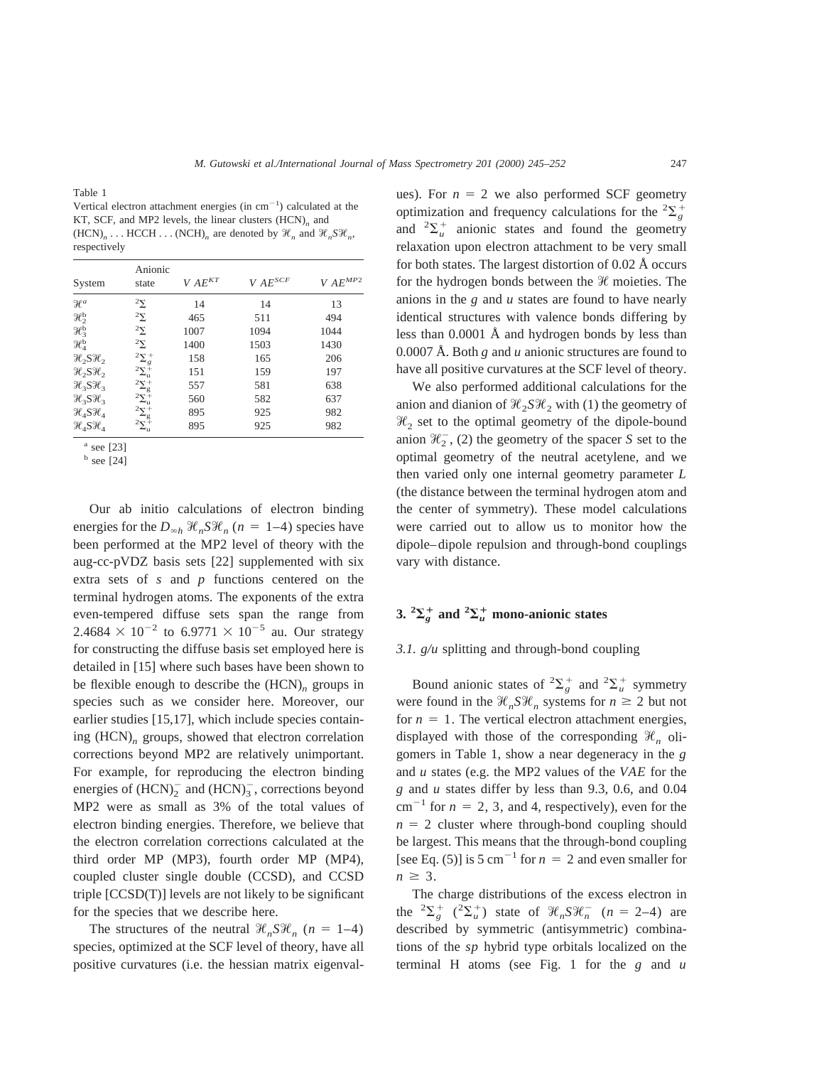Table 1
Vertical electron attachment energies (in $cm^{-1}$) calculated at the KT, SCF, and MP2 levels, the linear clusters $(HCN)_n$ and $(HCN)_n \ldots HCCH \ldots (NCH)_n$ are denoted by $\mathcal{H}_n$ and $\mathcal{H}_n S \mathcal{H}_n$, respectively

| System | Anionic state | $VAE^{KT}$ | $VAE^{SCF}$ | $VAE^{MP2}$ |
|---|---|---|---|---|
| $\mathcal{H}^a$ | $^2\Sigma$ | 14 | 14 | 13 |
| $\mathcal{H}_2^b$ | $^2\Sigma$ | 465 | 511 | 494 |
| $\mathcal{H}_3^b$ | $^2\Sigma$ | 1007 | 1094 | 1044 |
| $\mathcal{H}_4^b$ | $^2\Sigma$ | 1400 | 1503 | 1430 |
| $\mathcal{H}_2 S \mathcal{H}_2$ | $^2\Sigma_g^+$ | 158 | 165 | 206 |
| $\mathcal{H}_2 S \mathcal{H}_2$ | $^2\Sigma_u^+$ | 151 | 159 | 197 |
| $\mathcal{H}_3 S \mathcal{H}_3$ | $^2\Sigma_g^+$ | 557 | 581 | 638 |
| $\mathcal{H}_3 S \mathcal{H}_3$ | $^2\Sigma_u^+$ | 560 | 582 | 637 |
| $\mathcal{H}_4 S \mathcal{H}_4$ | $^2\Sigma_g^+$ | 895 | 925 | 982 |
| $\mathcal{H}_4 S \mathcal{H}_4$ | $^2\Sigma_u^+$ | 895 | 925 | 982 |

[a] see [23]
[b] see [24]

Our ab initio calculations of electron binding energies for the $D_{\infty h}$ $\mathcal{H}_n S \mathcal{H}_n$ ($n = 1$–4) species have been performed at the MP2 level of theory with the aug-cc-pVDZ basis sets [22] supplemented with six extra sets of *s* and *p* functions centered on the terminal hydrogen atoms. The exponents of the extra even-tempered diffuse sets span the range from $2.4684 \times 10^{-2}$ to $6.9771 \times 10^{-5}$ au. Our strategy for constructing the diffuse basis set employed here is detailed in [15] where such bases have been shown to be flexible enough to describe the $(HCN)_n$ groups in species such as we consider here. Moreover, our earlier studies [15,17], which include species containing $(HCN)_n$ groups, showed that electron correlation corrections beyond MP2 are relatively unimportant. For example, for reproducing the electron binding energies of $(HCN)_2^-$ and $(HCN)_3^-$, corrections beyond MP2 were as small as 3% of the total values of electron binding energies. Therefore, we believe that the electron correlation corrections calculated at the third order MP (MP3), fourth order MP (MP4), coupled cluster single double (CCSD), and CCSD triple [CCSD(T)] levels are not likely to be significant for the species that we describe here.

The structures of the neutral $\mathcal{H}_n S \mathcal{H}_n$ ($n = 1$–4) species, optimized at the SCF level of theory, have all positive curvatures (i.e. the hessian matrix eigenvalues). For $n = 2$ we also performed SCF geometry optimization and frequency calculations for the $^2\Sigma_g^+$ and $^2\Sigma_u^+$ anionic states and found the geometry relaxation upon electron attachment to be very small for both states. The largest distortion of 0.02 Å occurs for the hydrogen bonds between the $\mathcal{H}$ moieties. The anions in the *g* and *u* states are found to have nearly identical structures with valence bonds differing by less than 0.0001 Å and hydrogen bonds by less than 0.0007 Å. Both *g* and *u* anionic structures are found to have all positive curvatures at the SCF level of theory.

We also performed additional calculations for the anion and dianion of $\mathcal{H}_2 S \mathcal{H}_2$ with (1) the geometry of $\mathcal{H}_2$ set to the optimal geometry of the dipole-bound anion $\mathcal{H}_2^-$, (2) the geometry of the spacer *S* set to the optimal geometry of the neutral acetylene, and we then varied only one internal geometry parameter *L* (the distance between the terminal hydrogen atom and the center of symmetry). These model calculations were carried out to allow us to monitor how the dipole–dipole repulsion and through-bond couplings vary with distance.

## 3. $^2\Sigma_g^+$ and $^2\Sigma_u^+$ mono-anionic states

### 3.1. *g/u* splitting and through-bond coupling

Bound anionic states of $^2\Sigma_g^+$ and $^2\Sigma_u^+$ symmetry were found in the $\mathcal{H}_n S \mathcal{H}_n$ systems for $n \geq 2$ but not for $n = 1$. The vertical electron attachment energies, displayed with those of the corresponding $\mathcal{H}_n$ oligomers in Table 1, show a near degeneracy in the *g* and *u* states (e.g. the MP2 values of the *VAE* for the *g* and *u* states differ by less than 9.3, 0.6, and 0.04 $cm^{-1}$ for $n = 2$, 3, and 4, respectively), even for the $n = 2$ cluster where through-bond coupling should be largest. This means that the through-bond coupling [see Eq. (5)] is 5 $cm^{-1}$ for $n = 2$ and even smaller for $n \geq 3$.

The charge distributions of the excess electron in the $^2\Sigma_g^+$ ($^2\Sigma_u^+$) state of $\mathcal{H}_n S \mathcal{H}_n^-$ ($n = 2$–4) are described by symmetric (antisymmetric) combinations of the *sp* hybrid type orbitals localized on the terminal H atoms (see Fig. 1 for the *g* and *u*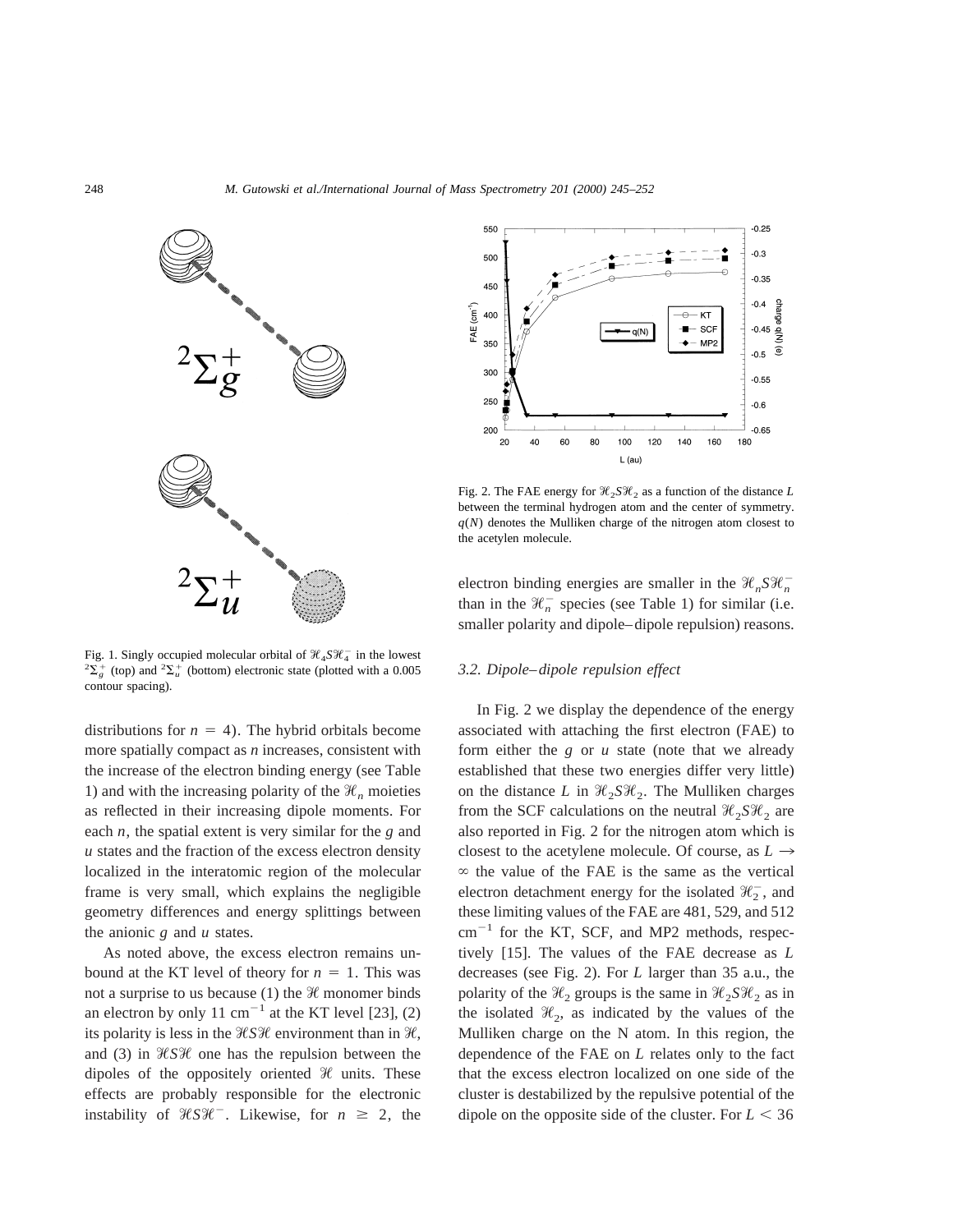Fig. 1. Singly occupied molecular orbital of $\mathcal{H}_4 S \mathcal{H}_4^-$ in the lowest $^2\Sigma_g^+$ (top) and $^2\Sigma_u^+$ (bottom) electronic state (plotted with a 0.005 contour spacing).

distributions for $n = 4$). The hybrid orbitals become more spatially compact as $n$ increases, consistent with the increase of the electron binding energy (see Table 1) and with the increasing polarity of the $\mathcal{H}_n$ moieties as reflected in their increasing dipole moments. For each $n$, the spatial extent is very similar for the $g$ and $u$ states and the fraction of the excess electron density localized in the interatomic region of the molecular frame is very small, which explains the negligible geometry differences and energy splittings between the anionic $g$ and $u$ states.

As noted above, the excess electron remains unbound at the KT level of theory for $n = 1$. This was not a surprise to us because (1) the $\mathcal{H}$ monomer binds an electron by only 11 $cm^{-1}$ at the KT level [23], (2) its polarity is less in the $\mathcal{H}S\mathcal{H}$ environment than in $\mathcal{H}$, and (3) in $\mathcal{H}S\mathcal{H}$ one has the repulsion between the dipoles of the oppositely oriented $\mathcal{H}$ units. These effects are probably responsible for the electronic instability of $\mathcal{H}S\mathcal{H}^-$. Likewise, for $n \geq 2$, the electron binding energies are smaller in the $\mathcal{H}_n S \mathcal{H}_n^-$ than in the $\mathcal{H}_n^-$ species (see Table 1) for similar (i.e. smaller polarity and dipole–dipole repulsion) reasons.

Fig. 2. The FAE energy for $\mathcal{H}_2 S \mathcal{H}_2$ as a function of the distance $L$ between the terminal hydrogen atom and the center of symmetry. $q(N)$ denotes the Mulliken charge of the nitrogen atom closest to the acetylen molecule.

### 3.2. Dipole–dipole repulsion effect

In Fig. 2 we display the dependence of the energy associated with attaching the first electron (FAE) to form either the $g$ or $u$ state (note that we already established that these two energies differ very little) on the distance $L$ in $\mathcal{H}_2 S \mathcal{H}_2$. The Mulliken charges from the SCF calculations on the neutral $\mathcal{H}_2 S \mathcal{H}_2$ are also reported in Fig. 2 for the nitrogen atom which is closest to the acetylene molecule. Of course, as $L \rightarrow \infty$ the value of the FAE is the same as the vertical electron detachment energy for the isolated $\mathcal{H}_2^-$, and these limiting values of the FAE are 481, 529, and 512 $cm^{-1}$ for the KT, SCF, and MP2 methods, respectively [15]. The values of the FAE decrease as $L$ decreases (see Fig. 2). For $L$ larger than 35 a.u., the polarity of the $\mathcal{H}_2$ groups is the same in $\mathcal{H}_2 S \mathcal{H}_2$ as in the isolated $\mathcal{H}_2$, as indicated by the values of the Mulliken charge on the N atom. In this region, the dependence of the FAE on $L$ relates only to the fact that the excess electron localized on one side of the cluster is destabilized by the repulsive potential of the dipole on the opposite side of the cluster. For $L < 36$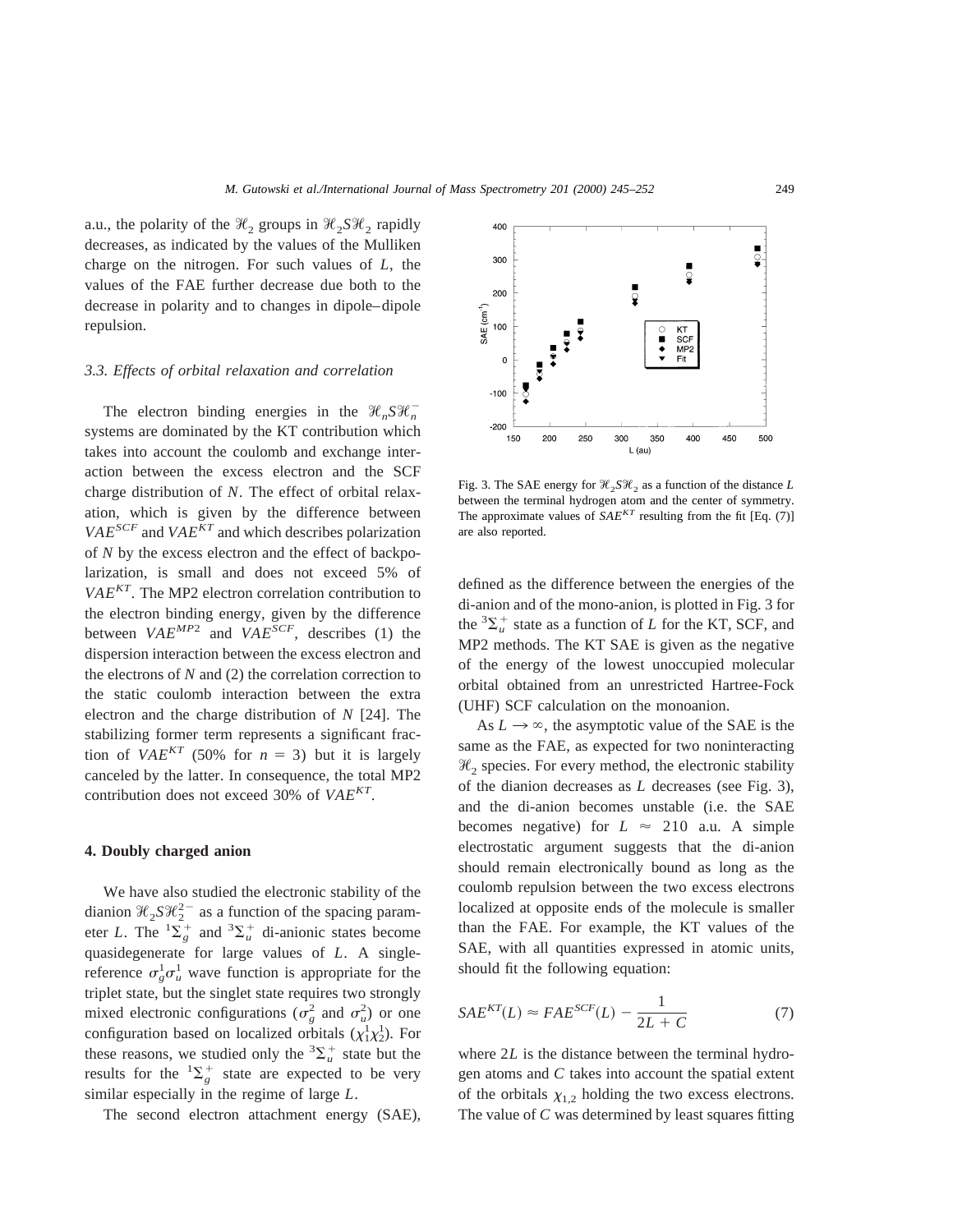a.u., the polarity of the $\mathscr{H}_2$ groups in $\mathscr{H}_2S\mathscr{H}_2$ rapidly decreases, as indicated by the values of the Mulliken charge on the nitrogen. For such values of $L$, the values of the FAE further decrease due both to the decrease in polarity and to changes in dipole–dipole repulsion.

### 3.3. Effects of orbital relaxation and correlation

The electron binding energies in the $\mathscr{H}_nS\mathscr{H}_n^-$ systems are dominated by the KT contribution which takes into account the coulomb and exchange interaction between the excess electron and the SCF charge distribution of $N$. The effect of orbital relaxation, which is given by the difference between $VAE^{SCF}$ and $VAE^{KT}$ and which describes polarization of $N$ by the excess electron and the effect of backpolarization, is small and does not exceed 5% of $VAE^{KT}$. The MP2 electron correlation contribution to the electron binding energy, given by the difference between $VAE^{MP2}$ and $VAE^{SCF}$, describes (1) the dispersion interaction between the excess electron and the electrons of $N$ and (2) the correlation correction to the static coulomb interaction between the extra electron and the charge distribution of $N$ [24]. The stabilizing former term represents a significant fraction of $VAE^{KT}$ (50% for $n = 3$) but it is largely canceled by the latter. In consequence, the total MP2 contribution does not exceed 30% of $VAE^{KT}$.

## 4. Doubly charged anion

We have also studied the electronic stability of the dianion $\mathscr{H}_2S\mathscr{H}_2^{2-}$ as a function of the spacing parameter $L$. The $^1\Sigma_g^+$ and $^3\Sigma_u^+$ di-anionic states become quasidegenerate for large values of $L$. A single-reference $\sigma_g^1\sigma_u^1$ wave function is appropriate for the triplet state, but the singlet state requires two strongly mixed electronic configurations ($\sigma_g^2$ and $\sigma_u^2$) or one configuration based on localized orbitals ($\chi_1^1\chi_2^1$). For these reasons, we studied only the $^3\Sigma_u^+$ state but the results for the $^1\Sigma_g^+$ state are expected to be very similar especially in the regime of large $L$.

The second electron attachment energy (SAE), defined as the difference between the energies of the di-anion and of the mono-anion, is plotted in Fig. 3 for the $^3\Sigma_u^+$ state as a function of $L$ for the KT, SCF, and MP2 methods. The KT SAE is given as the negative of the energy of the lowest unoccupied molecular orbital obtained from an unrestricted Hartree-Fock (UHF) SCF calculation on the monoanion.

Fig. 3. The SAE energy for $\mathscr{H}_2S\mathscr{H}_2$ as a function of the distance $L$ between the terminal hydrogen atom and the center of symmetry. The approximate values of $SAE^{KT}$ resulting from the fit [Eq. (7)] are also reported.

As $L \to \infty$, the asymptotic value of the SAE is the same as the FAE, as expected for two noninteracting $\mathscr{H}_2$ species. For every method, the electronic stability of the dianion decreases as $L$ decreases (see Fig. 3), and the di-anion becomes unstable (i.e. the SAE becomes negative) for $L \approx 210$ a.u. A simple electrostatic argument suggests that the di-anion should remain electronically bound as long as the coulomb repulsion between the two excess electrons localized at opposite ends of the molecule is smaller than the FAE. For example, the KT values of the SAE, with all quantities expressed in atomic units, should fit the following equation:

$$SAE^{KT}(L) \approx FAE^{SCF}(L) - \frac{1}{2L + C} \tag{7}$$

where $2L$ is the distance between the terminal hydrogen atoms and $C$ takes into account the spatial extent of the orbitals $\chi_{1,2}$ holding the two excess electrons. The value of $C$ was determined by least squares fitting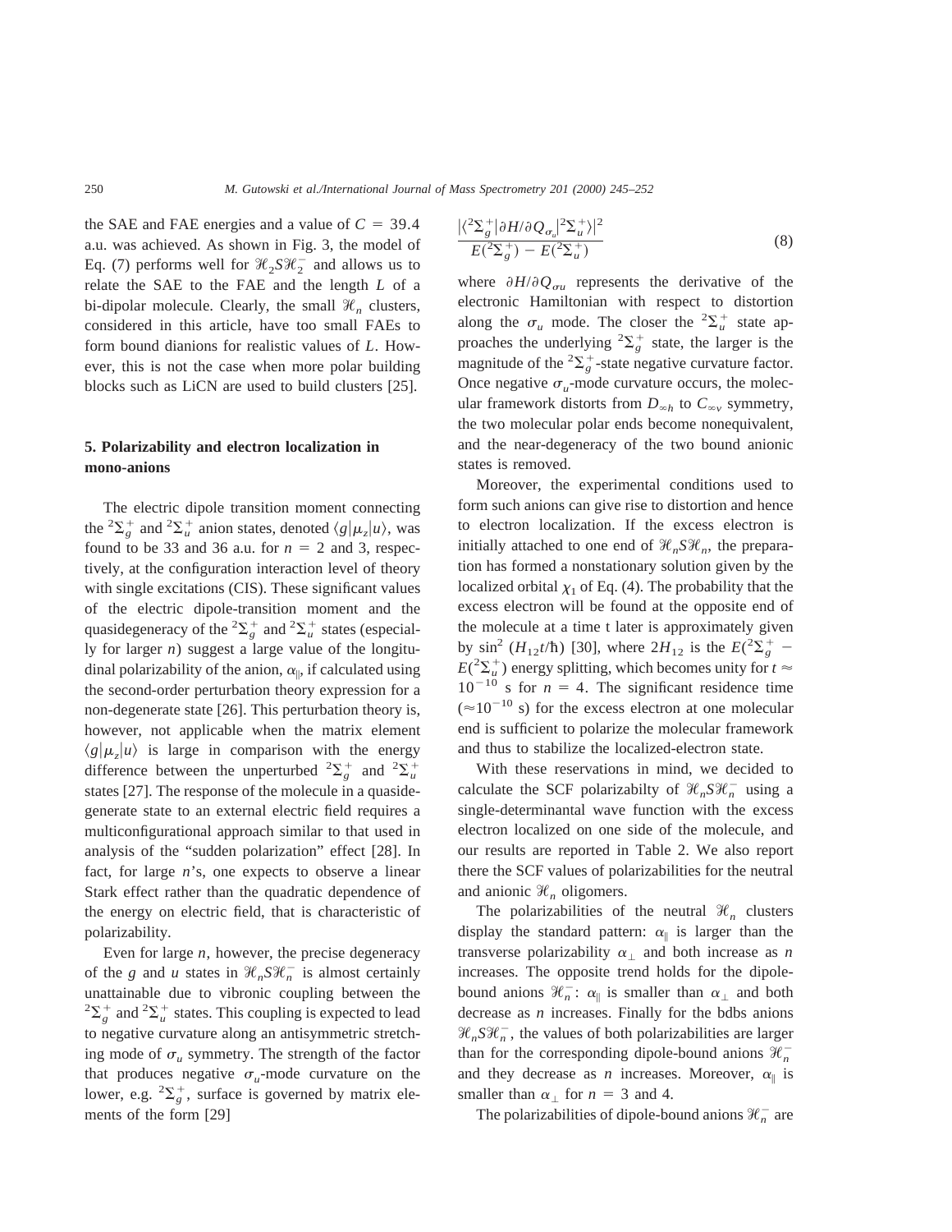the SAE and FAE energies and a value of $C = 39.4$ a.u. was achieved. As shown in Fig. 3, the model of Eq. (7) performs well for $\mathscr{H}_2 S \mathscr{H}_2^-$ and allows us to relate the SAE to the FAE and the length $L$ of a bi-dipolar molecule. Clearly, the small $\mathscr{H}_n$ clusters, considered in this article, have too small FAEs to form bound dianions for realistic values of $L$. However, this is not the case when more polar building blocks such as LiCN are used to build clusters [25].

## 5. Polarizability and electron localization in mono-anions

The electric dipole transition moment connecting the $^2\Sigma_g^+$ and $^2\Sigma_u^+$ anion states, denoted $\langle g|\mu_z|u\rangle$, was found to be 33 and 36 a.u. for $n = 2$ and 3, respectively, at the configuration interaction level of theory with single excitations (CIS). These significant values of the electric dipole-transition moment and the quasidegeneracy of the $^2\Sigma_g^+$ and $^2\Sigma_u^+$ states (especially for larger $n$) suggest a large value of the longitudinal polarizability of the anion, $\alpha_\parallel$, if calculated using the second-order perturbation theory expression for a non-degenerate state [26]. This perturbation theory is, however, not applicable when the matrix element $\langle g|\mu_z|u\rangle$ is large in comparison with the energy difference between the unperturbed $^2\Sigma_g^+$ and $^2\Sigma_u^+$ states [27]. The response of the molecule in a quasidegenerate state to an external electric field requires a multiconfigurational approach similar to that used in analysis of the "sudden polarization" effect [28]. In fact, for large $n$'s, one expects to observe a linear Stark effect rather than the quadratic dependence of the energy on electric field, that is characteristic of polarizability.

Even for large $n$, however, the precise degeneracy of the $g$ and $u$ states in $\mathscr{H}_n S \mathscr{H}_n^-$ is almost certainly unattainable due to vibronic coupling between the $^2\Sigma_g^+$ and $^2\Sigma_u^+$ states. This coupling is expected to lead to negative curvature along an antisymmetric stretching mode of $\sigma_u$ symmetry. The strength of the factor that produces negative $\sigma_u$-mode curvature on the lower, e.g. $^2\Sigma_g^+$, surface is governed by matrix elements of the form [29]

$$\frac{|\langle ^2\Sigma_g^+ | \partial H / \partial Q_{\sigma_u} | ^2\Sigma_u^+ \rangle|^2}{E(^2\Sigma_g^+) - E(^2\Sigma_u^+)} \tag{8}$$

where $\partial H/\partial Q_{\sigma u}$ represents the derivative of the electronic Hamiltonian with respect to distortion along the $\sigma_u$ mode. The closer the $^2\Sigma_u^+$ state approaches the underlying $^2\Sigma_g^+$ state, the larger is the magnitude of the $^2\Sigma_g^+$-state negative curvature factor. Once negative $\sigma_u$-mode curvature occurs, the molecular framework distorts from $D_{\infty h}$ to $C_{\infty v}$ symmetry, the two molecular polar ends become nonequivalent, and the near-degeneracy of the two bound anionic states is removed.

Moreover, the experimental conditions used to form such anions can give rise to distortion and hence to electron localization. If the excess electron is initially attached to one end of $\mathscr{H}_n S \mathscr{H}_n$, the preparation has formed a nonstationary solution given by the localized orbital $\chi_1$ of Eq. (4). The probability that the excess electron will be found at the opposite end of the molecule at a time t later is approximately given by $\sin^2(H_{12}t/\hbar)$ [30], where $2H_{12}$ is the $E(^2\Sigma_g^+ - E(^2\Sigma_u^+)$ energy splitting, which becomes unity for $t \approx 10^{-10}$ s for $n = 4$. The significant residence time ($\approx 10^{-10}$ s) for the excess electron at one molecular end is sufficient to polarize the molecular framework and thus to stabilize the localized-electron state.

With these reservations in mind, we decided to calculate the SCF polarizabilty of $\mathscr{H}_n S \mathscr{H}_n^-$ using a single-determinantal wave function with the excess electron localized on one side of the molecule, and our results are reported in Table 2. We also report there the SCF values of polarizabilities for the neutral and anionic $\mathscr{H}_n$ oligomers.

The polarizabilities of the neutral $\mathscr{H}_n$ clusters display the standard pattern: $\alpha_\parallel$ is larger than the transverse polarizability $\alpha_\perp$ and both increase as $n$ increases. The opposite trend holds for the dipole-bound anions $\mathscr{H}_n^-$: $\alpha_\parallel$ is smaller than $\alpha_\perp$ and both decrease as $n$ increases. Finally for the bdbs anions $\mathscr{H}_n S \mathscr{H}_n^-$, the values of both polarizabilities are larger than for the corresponding dipole-bound anions $\mathscr{H}_n^-$ and they decrease as $n$ increases. Moreover, $\alpha_\parallel$ is smaller than $\alpha_\perp$ for $n = 3$ and 4.

The polarizabilities of dipole-bound anions $\mathscr{H}_n^-$ are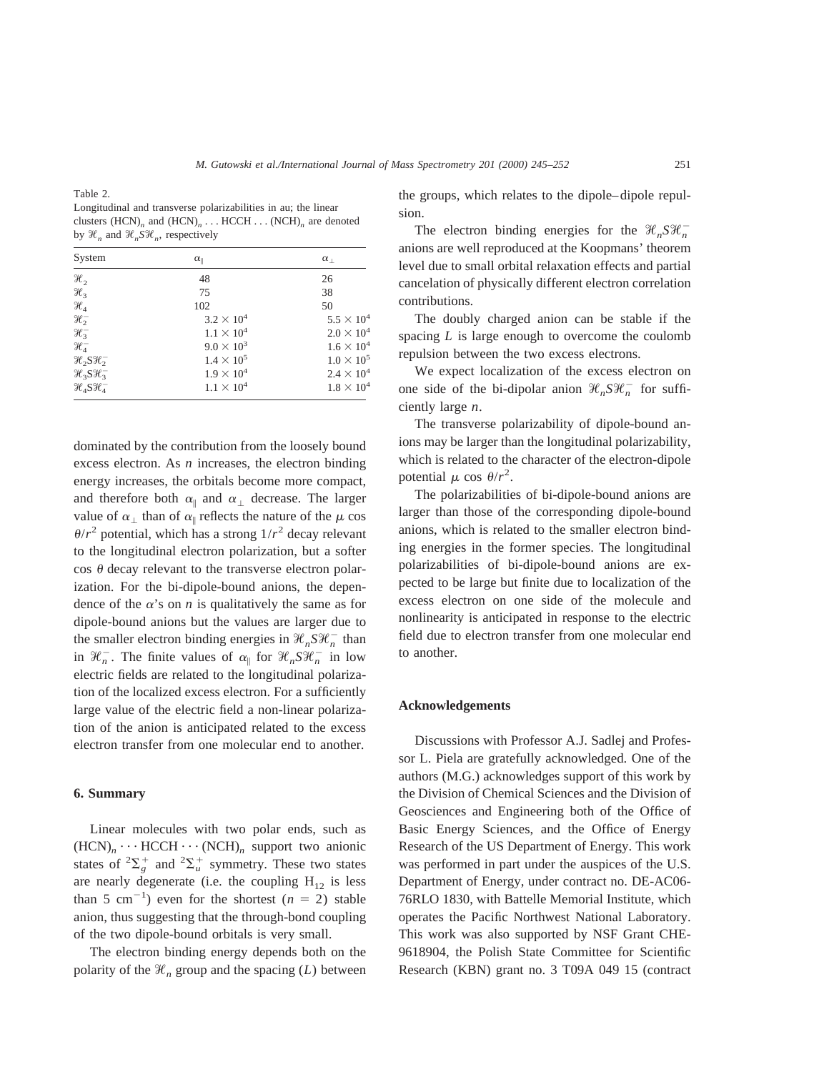Table 2.
Longitudinal and transverse polarizabilities in au; the linear clusters $(HCN)_n$ and $(HCN)_n \ldots HCCH \ldots (NCH)_n$ are denoted by $\mathcal{H}_n$ and $\mathcal{H}_n S \mathcal{H}_n$, respectively

| System | $\alpha_\parallel$ | $\alpha_\perp$ |
|---|---|---|
| $\mathcal{H}_2$ | 48 | 26 |
| $\mathcal{H}_3$ | 75 | 38 |
| $\mathcal{H}_4$ | 102 | 50 |
| $\mathcal{H}_2^-$ | $3.2 \times 10^4$ | $5.5 \times 10^4$ |
| $\mathcal{H}_3^-$ | $1.1 \times 10^4$ | $2.0 \times 10^4$ |
| $\mathcal{H}_4^-$ | $9.0 \times 10^3$ | $1.6 \times 10^4$ |
| $\mathcal{H}_2 S \mathcal{H}_2^-$ | $1.4 \times 10^5$ | $1.0 \times 10^5$ |
| $\mathcal{H}_3 S \mathcal{H}_3^-$ | $1.9 \times 10^4$ | $2.4 \times 10^4$ |
| $\mathcal{H}_4 S \mathcal{H}_4^-$ | $1.1 \times 10^4$ | $1.8 \times 10^4$ |

dominated by the contribution from the loosely bound excess electron. As $n$ increases, the electron binding energy increases, the orbitals become more compact, and therefore both $\alpha_\parallel$ and $\alpha_\perp$ decrease. The larger value of $\alpha_\perp$ than of $\alpha_\parallel$ reflects the nature of the $\mu \cos \theta / r^2$ potential, which has a strong $1/r^2$ decay relevant to the longitudinal electron polarization, but a softer $\cos \theta$ decay relevant to the transverse electron polarization. For the bi-dipole-bound anions, the dependence of the $\alpha$'s on $n$ is qualitatively the same as for dipole-bound anions but the values are larger due to the smaller electron binding energies in $\mathcal{H}_n S \mathcal{H}_n^-$ than in $\mathcal{H}_n^-$. The finite values of $\alpha_\parallel$ for $\mathcal{H}_n S \mathcal{H}_n^-$ in low electric fields are related to the longitudinal polarization of the localized excess electron. For a sufficiently large value of the electric field a non-linear polarization of the anion is anticipated related to the excess electron transfer from one molecular end to another.

## 6. Summary

Linear molecules with two polar ends, such as $(HCN)_n \cdots HCCH \cdots (NCH)_n$ support two anionic states of $^2\Sigma_g^+$ and $^2\Sigma_u^+$ symmetry. These two states are nearly degenerate (i.e. the coupling $H_{12}$ is less than 5 $cm^{-1}$) even for the shortest ($n = 2$) stable anion, thus suggesting that the through-bond coupling of the two dipole-bound orbitals is very small.

The electron binding energy depends both on the polarity of the $\mathcal{H}_n$ group and the spacing ($L$) between the groups, which relates to the dipole–dipole repulsion.

The electron binding energies for the $\mathcal{H}_n S \mathcal{H}_n^-$ anions are well reproduced at the Koopmans' theorem level due to small orbital relaxation effects and partial cancelation of physically different electron correlation contributions.

The doubly charged anion can be stable if the spacing $L$ is large enough to overcome the coulomb repulsion between the two excess electrons.

We expect localization of the excess electron on one side of the bi-dipolar anion $\mathcal{H}_n S \mathcal{H}_n^-$ for sufficiently large $n$.

The transverse polarizability of dipole-bound anions may be larger than the longitudinal polarizability, which is related to the character of the electron-dipole potential $\mu \cos \theta / r^2$.

The polarizabilities of bi-dipole-bound anions are larger than those of the corresponding dipole-bound anions, which is related to the smaller electron binding energies in the former species. The longitudinal polarizabilities of bi-dipole-bound anions are expected to be large but finite due to localization of the excess electron on one side of the molecule and nonlinearity is anticipated in response to the electric field due to electron transfer from one molecular end to another.

## Acknowledgements

Discussions with Professor A.J. Sadlej and Professor L. Piela are gratefully acknowledged. One of the authors (M.G.) acknowledges support of this work by the Division of Chemical Sciences and the Division of Geosciences and Engineering both of the Office of Basic Energy Sciences, and the Office of Energy Research of the US Department of Energy. This work was performed in part under the auspices of the U.S. Department of Energy, under contract no. DE-AC06-76RLO 1830, with Battelle Memorial Institute, which operates the Pacific Northwest National Laboratory. This work was also supported by NSF Grant CHE-9618904, the Polish State Committee for Scientific Research (KBN) grant no. 3 T09A 049 15 (contract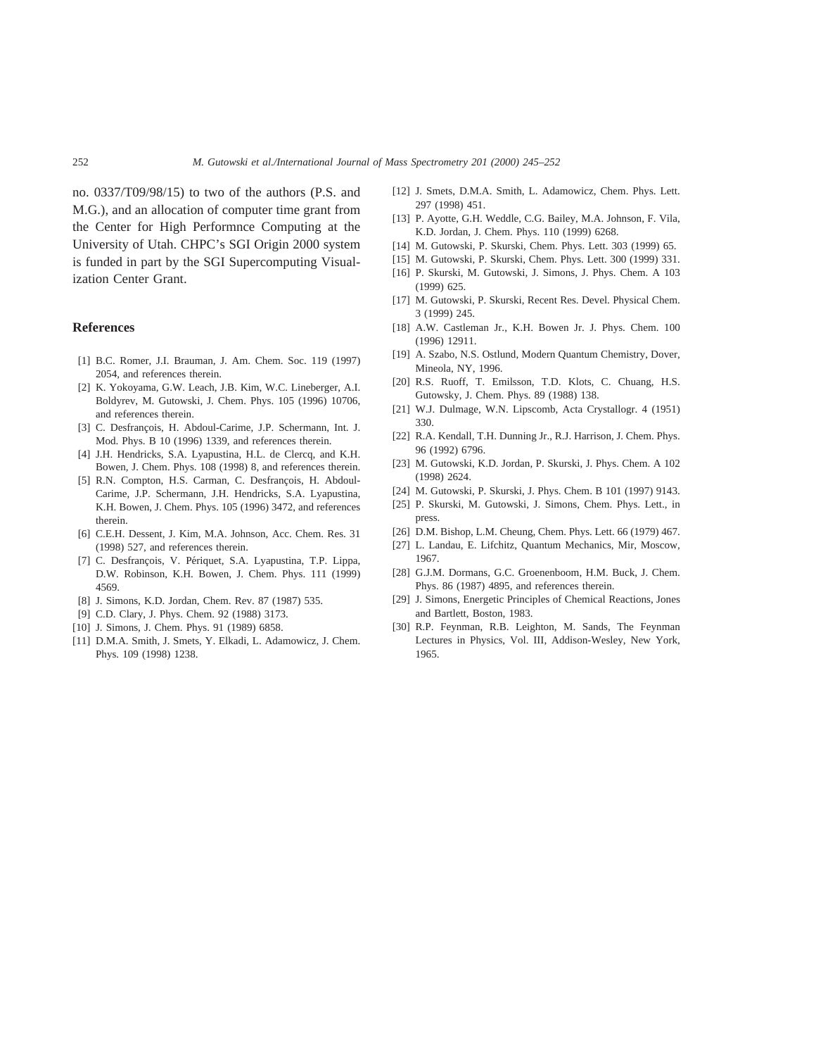no. 0337/T09/98/15) to two of the authors (P.S. and M.G.), and an allocation of computer time grant from the Center for High Performnce Computing at the University of Utah. CHPC's SGI Origin 2000 system is funded in part by the SGI Supercomputing Visualization Center Grant.

## References

[1] B.C. Romer, J.I. Brauman, J. Am. Chem. Soc. 119 (1997) 2054, and references therein.

[2] K. Yokoyama, G.W. Leach, J.B. Kim, W.C. Lineberger, A.I. Boldyrev, M. Gutowski, J. Chem. Phys. 105 (1996) 10706, and references therein.

[3] C. Desfrançois, H. Abdoul-Carime, J.P. Schermann, Int. J. Mod. Phys. B 10 (1996) 1339, and references therein.

[4] J.H. Hendricks, S.A. Lyapustina, H.L. de Clercq, and K.H. Bowen, J. Chem. Phys. 108 (1998) 8, and references therein.

[5] R.N. Compton, H.S. Carman, C. Desfrançois, H. Abdoul-Carime, J.P. Schermann, J.H. Hendricks, S.A. Lyapustina, K.H. Bowen, J. Chem. Phys. 105 (1996) 3472, and references therein.

[6] C.E.H. Dessent, J. Kim, M.A. Johnson, Acc. Chem. Res. 31 (1998) 527, and references therein.

[7] C. Desfrançois, V. Périquet, S.A. Lyapustina, T.P. Lippa, D.W. Robinson, K.H. Bowen, J. Chem. Phys. 111 (1999) 4569.

[8] J. Simons, K.D. Jordan, Chem. Rev. 87 (1987) 535.

[9] C.D. Clary, J. Phys. Chem. 92 (1988) 3173.

[10] J. Simons, J. Chem. Phys. 91 (1989) 6858.

[11] D.M.A. Smith, J. Smets, Y. Elkadi, L. Adamowicz, J. Chem. Phys. 109 (1998) 1238.

[12] J. Smets, D.M.A. Smith, L. Adamowicz, Chem. Phys. Lett. 297 (1998) 451.

[13] P. Ayotte, G.H. Weddle, C.G. Bailey, M.A. Johnson, F. Vila, K.D. Jordan, J. Chem. Phys. 110 (1999) 6268.

[14] M. Gutowski, P. Skurski, Chem. Phys. Lett. 303 (1999) 65.

[15] M. Gutowski, P. Skurski, Chem. Phys. Lett. 300 (1999) 331.

[16] P. Skurski, M. Gutowski, J. Simons, J. Phys. Chem. A 103 (1999) 625.

[17] M. Gutowski, P. Skurski, Recent Res. Devel. Physical Chem. 3 (1999) 245.

[18] A.W. Castleman Jr., K.H. Bowen Jr. J. Phys. Chem. 100 (1996) 12911.

[19] A. Szabo, N.S. Ostlund, Modern Quantum Chemistry, Dover, Mineola, NY, 1996.

[20] R.S. Ruoff, T. Emilsson, T.D. Klots, C. Chuang, H.S. Gutowsky, J. Chem. Phys. 89 (1988) 138.

[21] W.J. Dulmage, W.N. Lipscomb, Acta Crystallogr. 4 (1951) 330.

[22] R.A. Kendall, T.H. Dunning Jr., R.J. Harrison, J. Chem. Phys. 96 (1992) 6796.

[23] M. Gutowski, K.D. Jordan, P. Skurski, J. Phys. Chem. A 102 (1998) 2624.

[24] M. Gutowski, P. Skurski, J. Phys. Chem. B 101 (1997) 9143.

[25] P. Skurski, M. Gutowski, J. Simons, Chem. Phys. Lett., in press.

[26] D.M. Bishop, L.M. Cheung, Chem. Phys. Lett. 66 (1979) 467.

[27] L. Landau, E. Lifchitz, Quantum Mechanics, Mir, Moscow, 1967.

[28] G.J.M. Dormans, G.C. Groenenboom, H.M. Buck, J. Chem. Phys. 86 (1987) 4895, and references therein.

[29] J. Simons, Energetic Principles of Chemical Reactions, Jones and Bartlett, Boston, 1983.

[30] R.P. Feynman, R.B. Leighton, M. Sands, The Feynman Lectures in Physics, Vol. III, Addison-Wesley, New York, 1965.